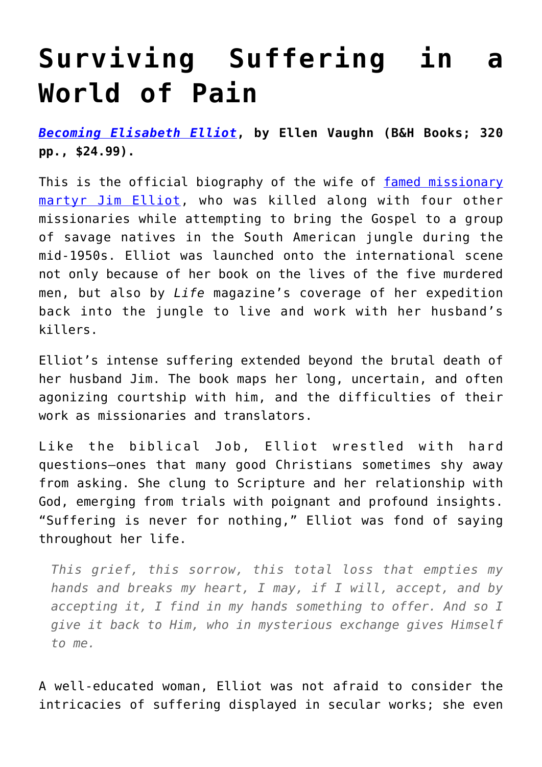# Surviving Suffering in a World of Pain

***Becoming Elisabeth Elliot*, by Ellen Vaughn (B&H Books; 320 pp., $24.99).**

This is the official biography of the wife of famed missionary martyr Jim Elliot, who was killed along with four other missionaries while attempting to bring the Gospel to a group of savage natives in the South American jungle during the mid-1950s. Elliot was launched onto the international scene not only because of her book on the lives of the five murdered men, but also by *Life* magazine's coverage of her expedition back into the jungle to live and work with her husband's killers.

Elliot's intense suffering extended beyond the brutal death of her husband Jim. The book maps her long, uncertain, and often agonizing courtship with him, and the difficulties of their work as missionaries and translators.

Like the biblical Job, Elliot wrestled with hard questions—ones that many good Christians sometimes shy away from asking. She clung to Scripture and her relationship with God, emerging from trials with poignant and profound insights. "Suffering is never for nothing," Elliot was fond of saying throughout her life.

> *This grief, this sorrow, this total loss that empties my hands and breaks my heart, I may, if I will, accept, and by accepting it, I find in my hands something to offer. And so I give it back to Him, who in mysterious exchange gives Himself to me.*

A well-educated woman, Elliot was not afraid to consider the intricacies of suffering displayed in secular works; she even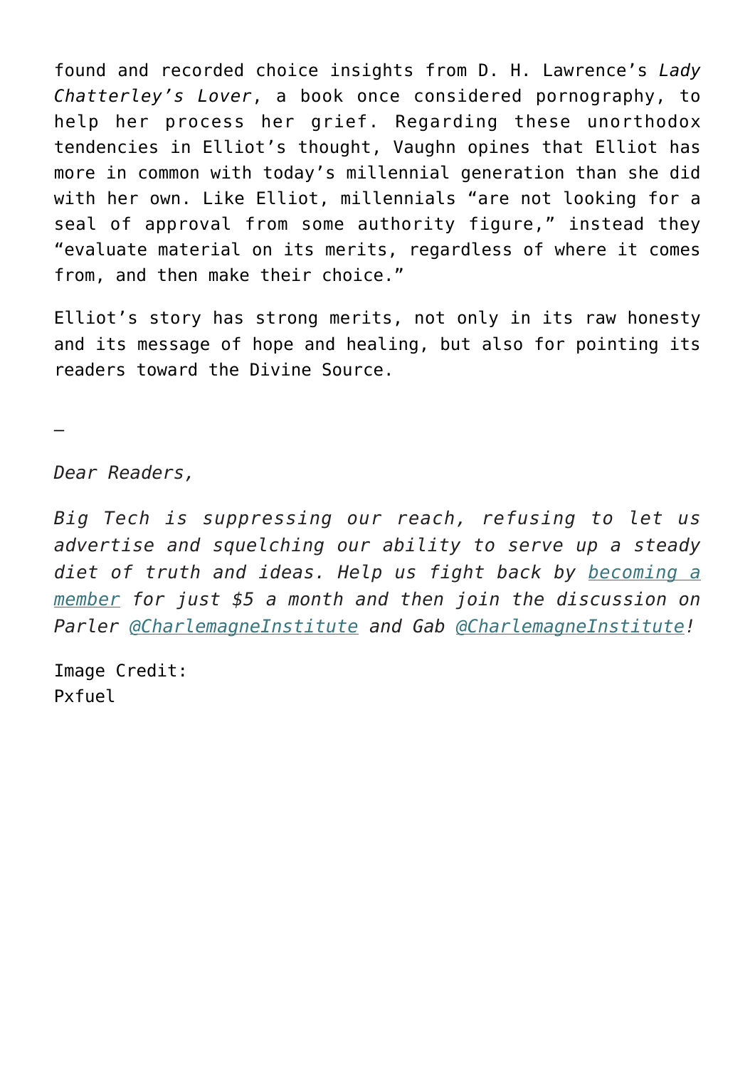found and recorded choice insights from D. H. Lawrence's *Lady Chatterley's Lover*, a book once considered pornography, to help her process her grief. Regarding these unorthodox tendencies in Elliot's thought, Vaughn opines that Elliot has more in common with today's millennial generation than she did with her own. Like Elliot, millennials "are not looking for a seal of approval from some authority figure," instead they "evaluate material on its merits, regardless of where it comes from, and then make their choice."

Elliot's story has strong merits, not only in its raw honesty and its message of hope and healing, but also for pointing its readers toward the Divine Source.

—

*Dear Readers,*

*Big Tech is suppressing our reach, refusing to let us advertise and squelching our ability to serve up a steady diet of truth and ideas. Help us fight back by [becoming a member](#) for just $5 a month and then join the discussion on Parler [@CharlemagneInstitute](#) and Gab [@CharlemagneInstitute](#)!*

Image Credit:
Pxfuel